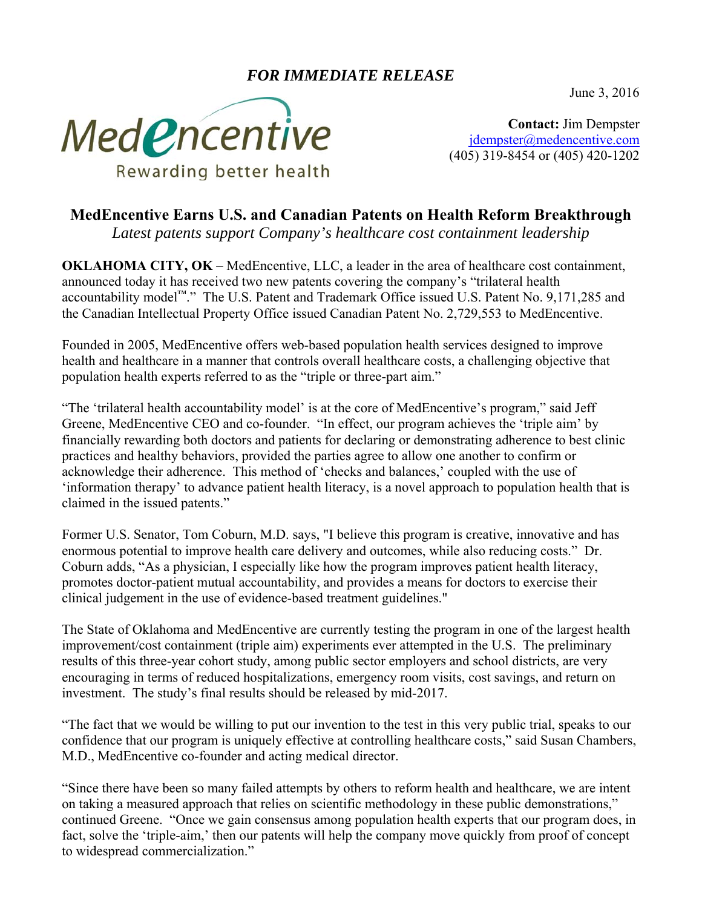***FOR IMMEDIATE RELEASE***

June 3, 2016

MedEncentive
Rewarding better health

**Contact:** Jim Dempster
jdempster@medencentive.com
(405) 319-8454 or (405) 420-1202

# MedEncentive Earns U.S. and Canadian Patents on Health Reform Breakthrough

*Latest patents support Company's healthcare cost containment leadership*

**OKLAHOMA CITY, OK** – MedEncentive, LLC, a leader in the area of healthcare cost containment, announced today it has received two new patents covering the company's "trilateral health accountability model™." The U.S. Patent and Trademark Office issued U.S. Patent No. 9,171,285 and the Canadian Intellectual Property Office issued Canadian Patent No. 2,729,553 to MedEncentive.

Founded in 2005, MedEncentive offers web-based population health services designed to improve health and healthcare in a manner that controls overall healthcare costs, a challenging objective that population health experts referred to as the "triple or three-part aim."

"The 'trilateral health accountability model' is at the core of MedEncentive's program," said Jeff Greene, MedEncentive CEO and co-founder. "In effect, our program achieves the 'triple aim' by financially rewarding both doctors and patients for declaring or demonstrating adherence to best clinic practices and healthy behaviors, provided the parties agree to allow one another to confirm or acknowledge their adherence. This method of 'checks and balances,' coupled with the use of 'information therapy' to advance patient health literacy, is a novel approach to population health that is claimed in the issued patents."

Former U.S. Senator, Tom Coburn, M.D. says, "I believe this program is creative, innovative and has enormous potential to improve health care delivery and outcomes, while also reducing costs." Dr. Coburn adds, "As a physician, I especially like how the program improves patient health literacy, promotes doctor-patient mutual accountability, and provides a means for doctors to exercise their clinical judgement in the use of evidence-based treatment guidelines."

The State of Oklahoma and MedEncentive are currently testing the program in one of the largest health improvement/cost containment (triple aim) experiments ever attempted in the U.S. The preliminary results of this three-year cohort study, among public sector employers and school districts, are very encouraging in terms of reduced hospitalizations, emergency room visits, cost savings, and return on investment. The study's final results should be released by mid-2017.

"The fact that we would be willing to put our invention to the test in this very public trial, speaks to our confidence that our program is uniquely effective at controlling healthcare costs," said Susan Chambers, M.D., MedEncentive co-founder and acting medical director.

"Since there have been so many failed attempts by others to reform health and healthcare, we are intent on taking a measured approach that relies on scientific methodology in these public demonstrations," continued Greene. "Once we gain consensus among population health experts that our program does, in fact, solve the 'triple-aim,' then our patents will help the company move quickly from proof of concept to widespread commercialization."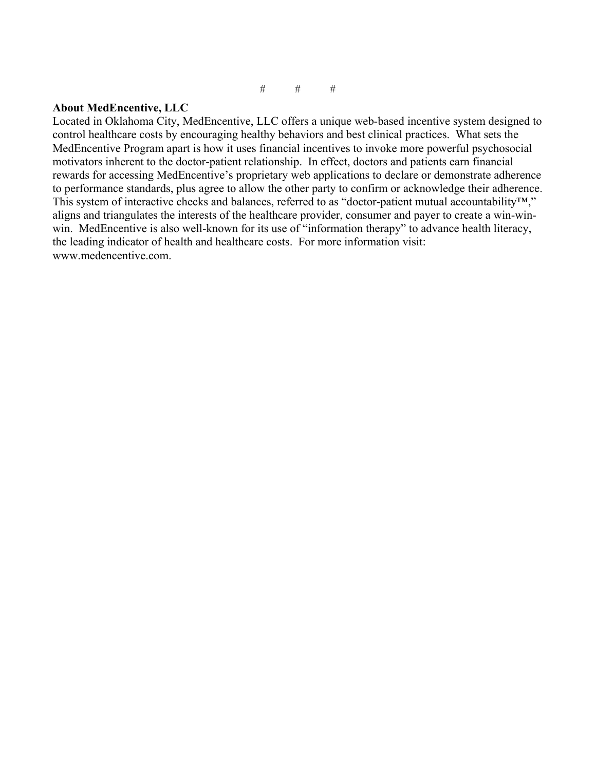#          #          #

**About MedEncentive, LLC**

Located in Oklahoma City, MedEncentive, LLC offers a unique web-based incentive system designed to control healthcare costs by encouraging healthy behaviors and best clinical practices. What sets the MedEncentive Program apart is how it uses financial incentives to invoke more powerful psychosocial motivators inherent to the doctor-patient relationship. In effect, doctors and patients earn financial rewards for accessing MedEncentive's proprietary web applications to declare or demonstrate adherence to performance standards, plus agree to allow the other party to confirm or acknowledge their adherence. This system of interactive checks and balances, referred to as "doctor-patient mutual accountability™," aligns and triangulates the interests of the healthcare provider, consumer and payer to create a win-win-win. MedEncentive is also well-known for its use of "information therapy" to advance health literacy, the leading indicator of health and healthcare costs. For more information visit: www.medencentive.com.